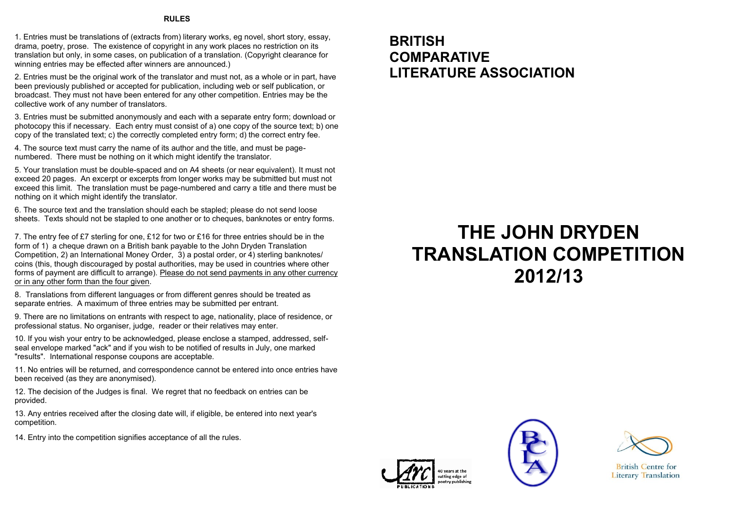## RULES

1. Entries must be translations of (extracts from) literary works, eg novel, short story, essay, drama, poetry, prose. The existence of copyright in any work places no restriction on its translation but only, in some cases, on publication of a translation. (Copyright clearance for winning entries may be effected after winners are announced.)

2. Entries must be the original work of the translator and must not, as a whole or in part, have been previously published or accepted for publication, including web or self publication, or broadcast. They must not have been entered for any other competition. Entries may be the collective work of any number of translators.

3. Entries must be submitted anonymously and each with a separate entry form; download or photocopy this if necessary. Each entry must consist of a) one copy of the source text; b) one copy of the translated text; c) the correctly completed entry form; d) the correct entry fee.

4. The source text must carry the name of its author and the title, and must be page-numbered. There must be nothing on it which might identify the translator.

5. Your translation must be double-spaced and on A4 sheets (or near equivalent). It must not exceed 20 pages. An excerpt or excerpts from longer works may be submitted but must not exceed this limit. The translation must be page-numbered and carry a title and there must be nothing on it which might identify the translator.

6. The source text and the translation should each be stapled; please do not send loose sheets. Texts should not be stapled to one another or to cheques, banknotes or entry forms.

7. The entry fee of £7 sterling for one, £12 for two or £16 for three entries should be in the form of 1) a cheque drawn on a British bank payable to the John Dryden Translation Competition, 2) an International Money Order, 3) a postal order, or 4) sterling banknotes/ coins (this, though discouraged by postal authorities, may be used in countries where other forms of payment are difficult to arrange). Please do not send payments in any other currency or in any other form than the four given.

8. Translations from different languages or from different genres should be treated as separate entries. A maximum of three entries may be submitted per entrant.

9. There are no limitations on entrants with respect to age, nationality, place of residence, or professional status. No organiser, judge, reader or their relatives may enter.

10. If you wish your entry to be acknowledged, please enclose a stamped, addressed, self-seal envelope marked "ack" and if you wish to be notified of results in July, one marked "results". International response coupons are acceptable.

11. No entries will be returned, and correspondence cannot be entered into once entries have been received (as they are anonymised).

12. The decision of the Judges is final. We regret that no feedback on entries can be provided.

13. Any entries received after the closing date will, if eligible, be entered into next year's competition.

14. Entry into the competition signifies acceptance of all the rules.

## BRITISH COMPARATIVE LITERATURE ASSOCIATION

# THE JOHN DRYDEN TRANSLATION COMPETITION 2012/13

Arc Publications — 40 years at the cutting edge of poetry publishing

BCLA

British Centre for Literary Translation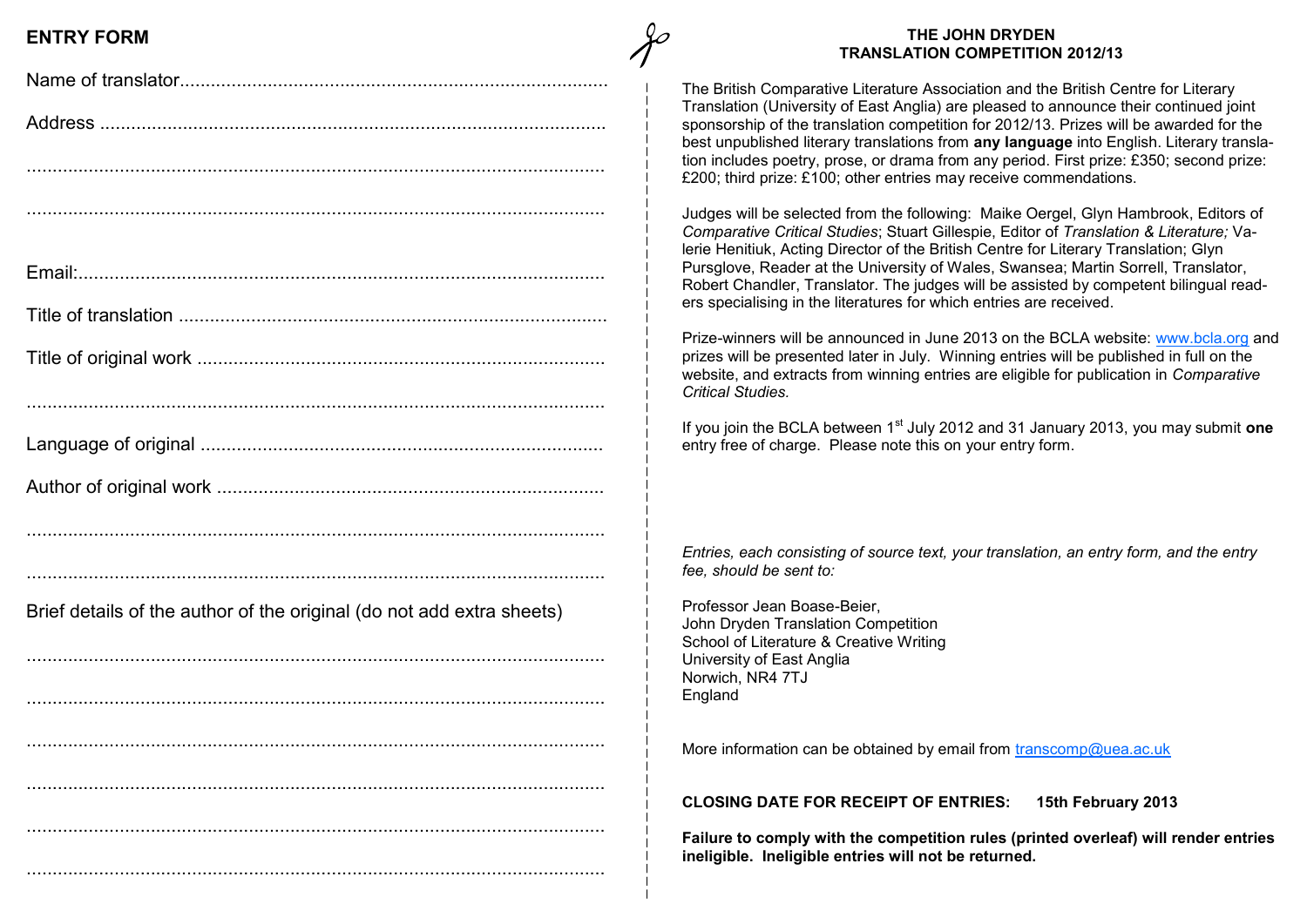## ENTRY FORM

Name of translator..................................................................................

Address ................................................................................................

................................................................................................................

................................................................................................................

Email:.....................................................................................................

Title of translation .................................................................................

Title of original work ..............................................................................

................................................................................................................

Language of original .............................................................................

Author of original work ..........................................................................

................................................................................................................

................................................................................................................

Brief details of the author of the original (do not add extra sheets)

................................................................................................................

................................................................................................................

................................................................................................................

................................................................................................................

................................................................................................................

................................................................................................................

## THE JOHN DRYDEN TRANSLATION COMPETITION 2012/13

The British Comparative Literature Association and the British Centre for Literary Translation (University of East Anglia) are pleased to announce their continued joint sponsorship of the translation competition for 2012/13. Prizes will be awarded for the best unpublished literary translations from **any language** into English. Literary translation includes poetry, prose, or drama from any period. First prize: £350; second prize: £200; third prize: £100; other entries may receive commendations.

Judges will be selected from the following: Maike Oergel, Glyn Hambrook, Editors of *Comparative Critical Studies*; Stuart Gillespie, Editor of *Translation & Literature;* Valerie Henitiuk, Acting Director of the British Centre for Literary Translation; Glyn Pursglove, Reader at the University of Wales, Swansea; Martin Sorrell, Translator, Robert Chandler, Translator. The judges will be assisted by competent bilingual readers specialising in the literatures for which entries are received.

Prize-winners will be announced in June 2013 on the BCLA website: www.bcla.org and prizes will be presented later in July. Winning entries will be published in full on the website, and extracts from winning entries are eligible for publication in *Comparative Critical Studies.*

If you join the BCLA between 1st July 2012 and 31 January 2013, you may submit **one** entry free of charge. Please note this on your entry form.

*Entries, each consisting of source text, your translation, an entry form, and the entry fee, should be sent to:*

Professor Jean Boase-Beier,
John Dryden Translation Competition
School of Literature & Creative Writing
University of East Anglia
Norwich, NR4 7TJ
England

More information can be obtained by email from transcomp@uea.ac.uk

**CLOSING DATE FOR RECEIPT OF ENTRIES: 15th February 2013**

**Failure to comply with the competition rules (printed overleaf) will render entries ineligible. Ineligible entries will not be returned.**